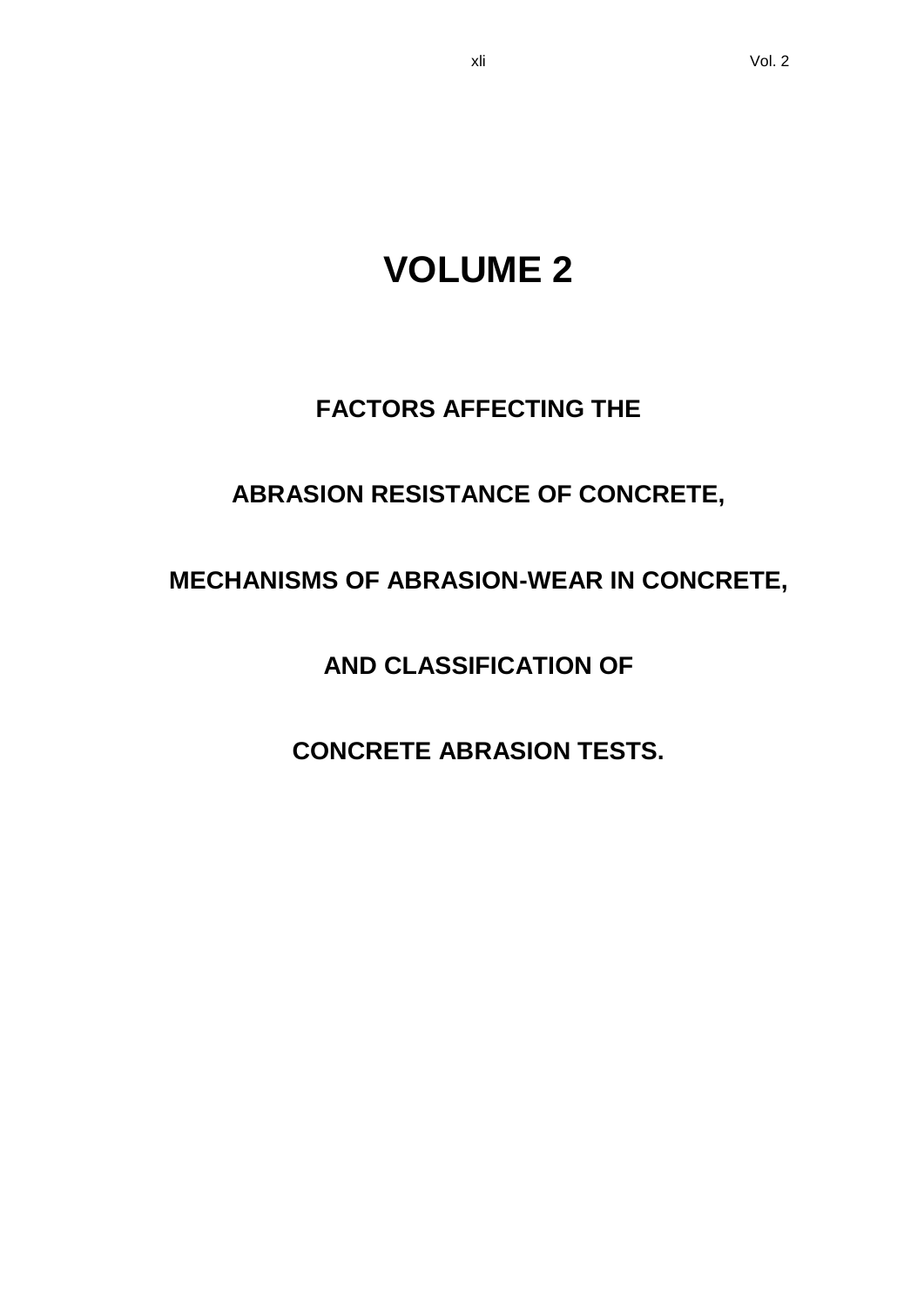# VOLUME 2

## FACTORS AFFECTING THE

## ABRASION RESISTANCE OF CONCRETE,

## MECHANISMS OF ABRASION-WEAR IN CONCRETE,

## AND CLASSIFICATION OF

## CONCRETE ABRASION TESTS.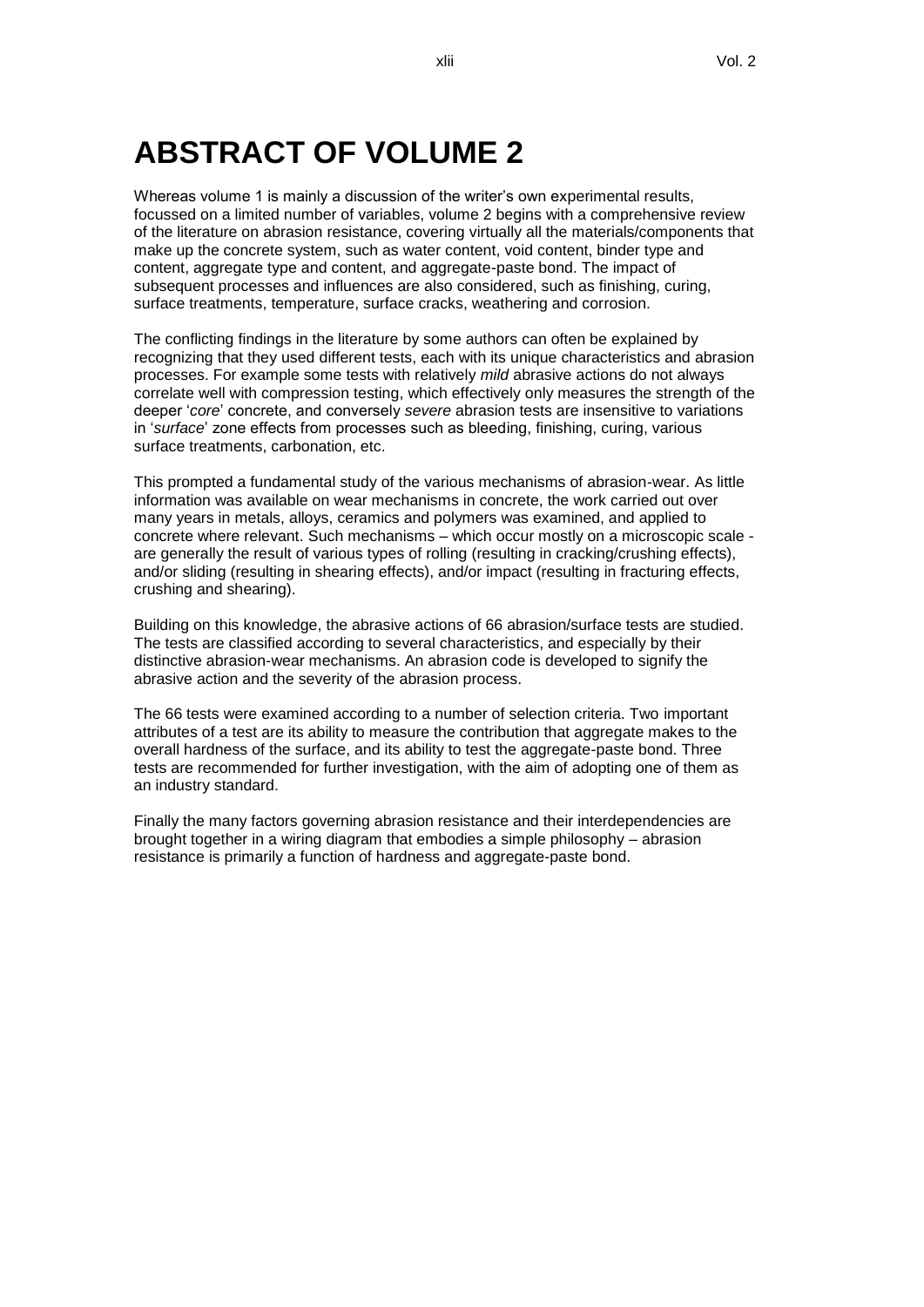# ABSTRACT OF VOLUME 2

Whereas volume 1 is mainly a discussion of the writer's own experimental results, focussed on a limited number of variables, volume 2 begins with a comprehensive review of the literature on abrasion resistance, covering virtually all the materials/components that make up the concrete system, such as water content, void content, binder type and content, aggregate type and content, and aggregate-paste bond. The impact of subsequent processes and influences are also considered, such as finishing, curing, surface treatments, temperature, surface cracks, weathering and corrosion.

The conflicting findings in the literature by some authors can often be explained by recognizing that they used different tests, each with its unique characteristics and abrasion processes. For example some tests with relatively *mild* abrasive actions do not always correlate well with compression testing, which effectively only measures the strength of the deeper '*core*' concrete, and conversely *severe* abrasion tests are insensitive to variations in '*surface*' zone effects from processes such as bleeding, finishing, curing, various surface treatments, carbonation, etc.

This prompted a fundamental study of the various mechanisms of abrasion-wear. As little information was available on wear mechanisms in concrete, the work carried out over many years in metals, alloys, ceramics and polymers was examined, and applied to concrete where relevant. Such mechanisms – which occur mostly on a microscopic scale - are generally the result of various types of rolling (resulting in cracking/crushing effects), and/or sliding (resulting in shearing effects), and/or impact (resulting in fracturing effects, crushing and shearing).

Building on this knowledge, the abrasive actions of 66 abrasion/surface tests are studied. The tests are classified according to several characteristics, and especially by their distinctive abrasion-wear mechanisms. An abrasion code is developed to signify the abrasive action and the severity of the abrasion process.

The 66 tests were examined according to a number of selection criteria. Two important attributes of a test are its ability to measure the contribution that aggregate makes to the overall hardness of the surface, and its ability to test the aggregate-paste bond. Three tests are recommended for further investigation, with the aim of adopting one of them as an industry standard.

Finally the many factors governing abrasion resistance and their interdependencies are brought together in a wiring diagram that embodies a simple philosophy – abrasion resistance is primarily a function of hardness and aggregate-paste bond.